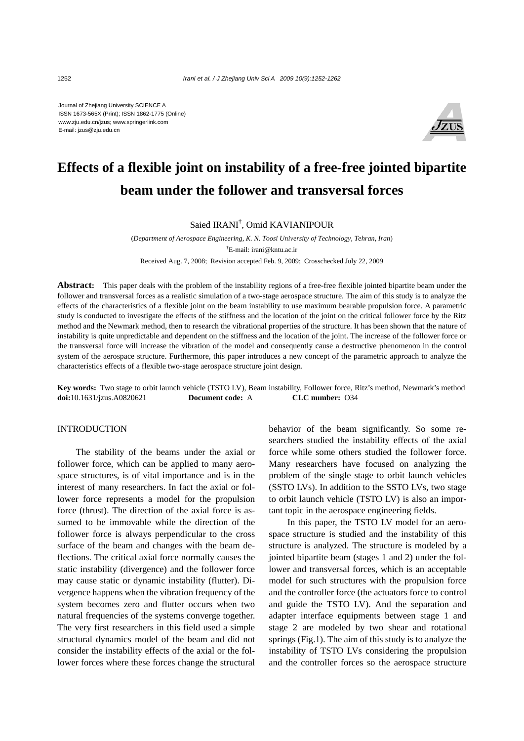Journal of Zhejiang University SCIENCE A
ISSN 1673-565X (Print); ISSN 1862-1775 (Online)
www.zju.edu.cn/jzus; www.springerlink.com
E-mail: jzus@zju.edu.cn

# Effects of a flexible joint on instability of a free-free jointed bipartite beam under the follower and transversal forces

Saied IRANI[†], Omid KAVIANIPOUR

(*Department of Aerospace Engineering, K. N. Toosi University of Technology, Tehran, Iran*)

[†]E-mail: irani@kntu.ac.ir

Received Aug. 7, 2008; Revision accepted Feb. 9, 2009; Crosschecked July 22, 2009

**Abstract:** This paper deals with the problem of the instability regions of a free-free flexible jointed bipartite beam under the follower and transversal forces as a realistic simulation of a two-stage aerospace structure. The aim of this study is to analyze the effects of the characteristics of a flexible joint on the beam instability to use maximum bearable propulsion force. A parametric study is conducted to investigate the effects of the stiffness and the location of the joint on the critical follower force by the Ritz method and the Newmark method, then to research the vibrational properties of the structure. It has been shown that the nature of instability is quite unpredictable and dependent on the stiffness and the location of the joint. The increase of the follower force or the transversal force will increase the vibration of the model and consequently cause a destructive phenomenon in the control system of the aerospace structure. Furthermore, this paper introduces a new concept of the parametric approach to analyze the characteristics effects of a flexible two-stage aerospace structure joint design.

**Key words:** Two stage to orbit launch vehicle (TSTO LV), Beam instability, Follower force, Ritz's method, Newmark's method
**doi:**10.1631/jzus.A0820621 **Document code:** A **CLC number:** O34

## INTRODUCTION

The stability of the beams under the axial or follower force, which can be applied to many aerospace structures, is of vital importance and is in the interest of many researchers. In fact the axial or follower force represents a model for the propulsion force (thrust). The direction of the axial force is assumed to be immovable while the direction of the follower force is always perpendicular to the cross surface of the beam and changes with the beam deflections. The critical axial force normally causes the static instability (divergence) and the follower force may cause static or dynamic instability (flutter). Divergence happens when the vibration frequency of the system becomes zero and flutter occurs when two natural frequencies of the systems converge together. The very first researchers in this field used a simple structural dynamics model of the beam and did not consider the instability effects of the axial or the follower forces where these forces change the structural behavior of the beam significantly. So some researchers studied the instability effects of the axial force while some others studied the follower force. Many researchers have focused on analyzing the problem of the single stage to orbit launch vehicles (SSTO LVs). In addition to the SSTO LVs, two stage to orbit launch vehicle (TSTO LV) is also an important topic in the aerospace engineering fields.

In this paper, the TSTO LV model for an aerospace structure is studied and the instability of this structure is analyzed. The structure is modeled by a jointed bipartite beam (stages 1 and 2) under the follower and transversal forces, which is an acceptable model for such structures with the propulsion force and the controller force (the actuators force to control and guide the TSTO LV). And the separation and adapter interface equipments between stage 1 and stage 2 are modeled by two shear and rotational springs (Fig.1). The aim of this study is to analyze the instability of TSTO LVs considering the propulsion and the controller forces so the aerospace structure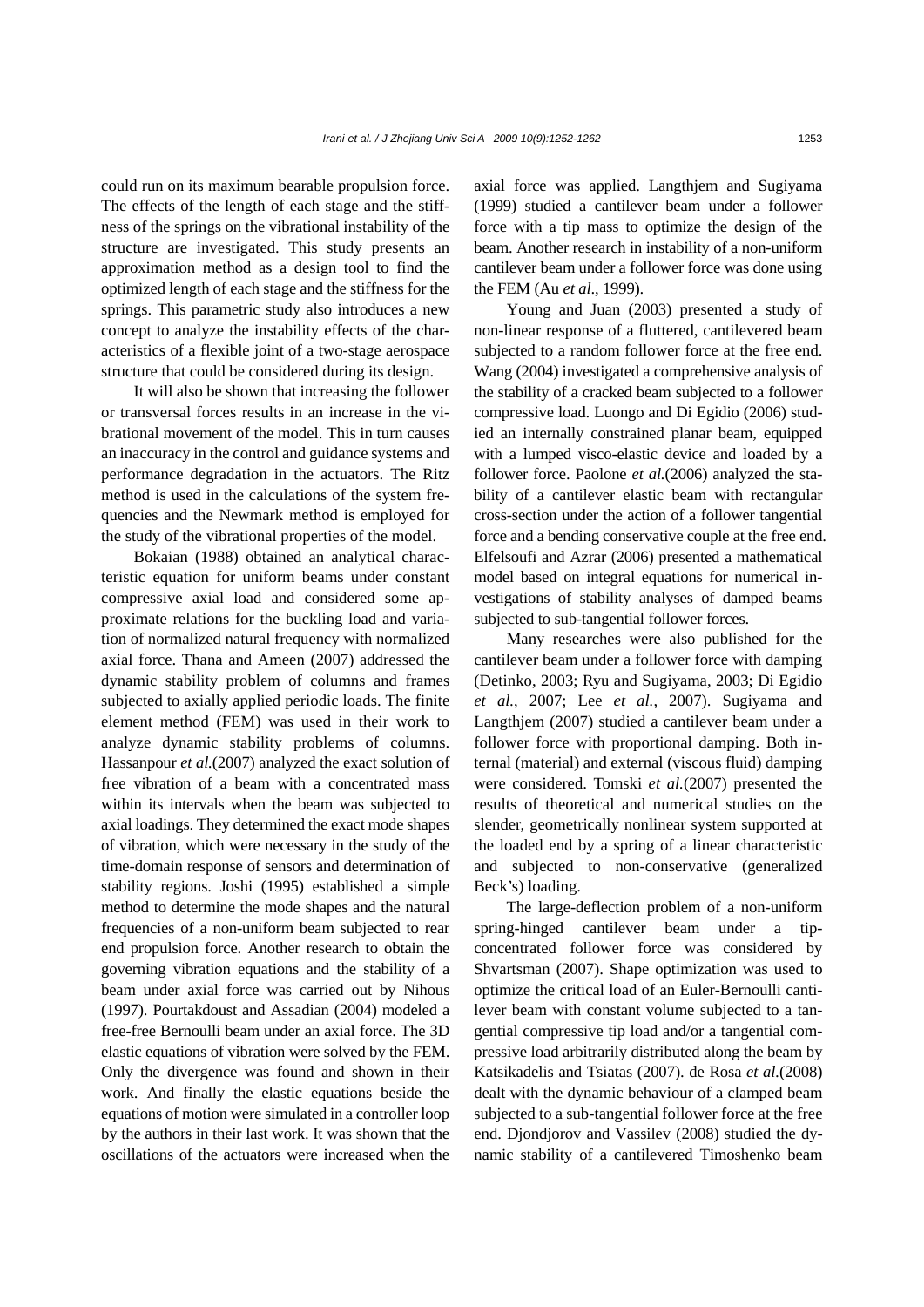could run on its maximum bearable propulsion force. The effects of the length of each stage and the stiffness of the springs on the vibrational instability of the structure are investigated. This study presents an approximation method as a design tool to find the optimized length of each stage and the stiffness for the springs. This parametric study also introduces a new concept to analyze the instability effects of the characteristics of a flexible joint of a two-stage aerospace structure that could be considered during its design.

It will also be shown that increasing the follower or transversal forces results in an increase in the vibrational movement of the model. This in turn causes an inaccuracy in the control and guidance systems and performance degradation in the actuators. The Ritz method is used in the calculations of the system frequencies and the Newmark method is employed for the study of the vibrational properties of the model.

Bokaian (1988) obtained an analytical characteristic equation for uniform beams under constant compressive axial load and considered some approximate relations for the buckling load and variation of normalized natural frequency with normalized axial force. Thana and Ameen (2007) addressed the dynamic stability problem of columns and frames subjected to axially applied periodic loads. The finite element method (FEM) was used in their work to analyze dynamic stability problems of columns. Hassanpour *et al.*(2007) analyzed the exact solution of free vibration of a beam with a concentrated mass within its intervals when the beam was subjected to axial loadings. They determined the exact mode shapes of vibration, which were necessary in the study of the time-domain response of sensors and determination of stability regions. Joshi (1995) established a simple method to determine the mode shapes and the natural frequencies of a non-uniform beam subjected to rear end propulsion force. Another research to obtain the governing vibration equations and the stability of a beam under axial force was carried out by Nihous (1997). Pourtakdoust and Assadian (2004) modeled a free-free Bernoulli beam under an axial force. The 3D elastic equations of vibration were solved by the FEM. Only the divergence was found and shown in their work. And finally the elastic equations beside the equations of motion were simulated in a controller loop by the authors in their last work. It was shown that the oscillations of the actuators were increased when the axial force was applied. Langthjem and Sugiyama (1999) studied a cantilever beam under a follower force with a tip mass to optimize the design of the beam. Another research in instability of a non-uniform cantilever beam under a follower force was done using the FEM (Au *et al*., 1999).

Young and Juan (2003) presented a study of non-linear response of a fluttered, cantilevered beam subjected to a random follower force at the free end. Wang (2004) investigated a comprehensive analysis of the stability of a cracked beam subjected to a follower compressive load. Luongo and Di Egidio (2006) studied an internally constrained planar beam, equipped with a lumped visco-elastic device and loaded by a follower force. Paolone *et al.*(2006) analyzed the stability of a cantilever elastic beam with rectangular cross-section under the action of a follower tangential force and a bending conservative couple at the free end. Elfelsoufi and Azrar (2006) presented a mathematical model based on integral equations for numerical investigations of stability analyses of damped beams subjected to sub-tangential follower forces.

Many researches were also published for the cantilever beam under a follower force with damping (Detinko, 2003; Ryu and Sugiyama, 2003; Di Egidio *et al.*, 2007; Lee *et al.*, 2007). Sugiyama and Langthjem (2007) studied a cantilever beam under a follower force with proportional damping. Both internal (material) and external (viscous fluid) damping were considered. Tomski *et al.*(2007) presented the results of theoretical and numerical studies on the slender, geometrically nonlinear system supported at the loaded end by a spring of a linear characteristic and subjected to non-conservative (generalized Beck's) loading.

The large-deflection problem of a non-uniform spring-hinged cantilever beam under a tip-concentrated follower force was considered by Shvartsman (2007). Shape optimization was used to optimize the critical load of an Euler-Bernoulli cantilever beam with constant volume subjected to a tangential compressive tip load and/or a tangential compressive load arbitrarily distributed along the beam by Katsikadelis and Tsiatas (2007). de Rosa *et al.*(2008) dealt with the dynamic behaviour of a clamped beam subjected to a sub-tangential follower force at the free end. Djondjorov and Vassilev (2008) studied the dynamic stability of a cantilevered Timoshenko beam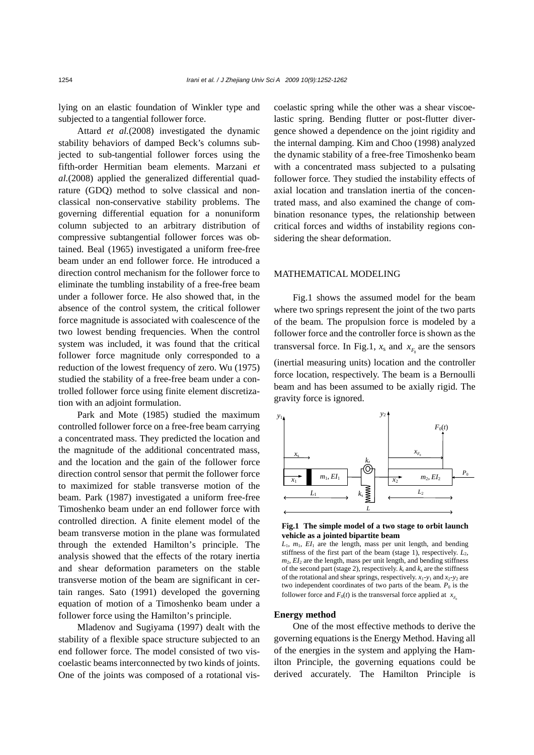lying on an elastic foundation of Winkler type and subjected to a tangential follower force.

Attard *et al.*(2008) investigated the dynamic stability behaviors of damped Beck's columns subjected to sub-tangential follower forces using the fifth-order Hermitian beam elements. Marzani *et al.*(2008) applied the generalized differential quadrature (GDQ) method to solve classical and non-classical non-conservative stability problems. The governing differential equation for a nonuniform column subjected to an arbitrary distribution of compressive subtangential follower forces was obtained. Beal (1965) investigated a uniform free-free beam under an end follower force. He introduced a direction control mechanism for the follower force to eliminate the tumbling instability of a free-free beam under a follower force. He also showed that, in the absence of the control system, the critical follower force magnitude is associated with coalescence of the two lowest bending frequencies. When the control system was included, it was found that the critical follower force magnitude only corresponded to a reduction of the lowest frequency of zero. Wu (1975) studied the stability of a free-free beam under a controlled follower force using finite element discretization with an adjoint formulation.

Park and Mote (1985) studied the maximum controlled follower force on a free-free beam carrying a concentrated mass. They predicted the location and the magnitude of the additional concentrated mass, and the location and the gain of the follower force direction control sensor that permit the follower force to maximized for stable transverse motion of the beam. Park (1987) investigated a uniform free-free Timoshenko beam under an end follower force with controlled direction. A finite element model of the beam transverse motion in the plane was formulated through the extended Hamilton's principle. The analysis showed that the effects of the rotary inertia and shear deformation parameters on the stable transverse motion of the beam are significant in certain ranges. Sato (1991) developed the governing equation of motion of a Timoshenko beam under a follower force using the Hamilton's principle.

Mladenov and Sugiyama (1997) dealt with the stability of a flexible space structure subjected to an end follower force. The model consisted of two viscoelastic beams interconnected by two kinds of joints. One of the joints was composed of a rotational viscoelastic spring while the other was a shear viscoelastic spring. Bending flutter or post-flutter divergence showed a dependence on the joint rigidity and the internal damping. Kim and Choo (1998) analyzed the dynamic stability of a free-free Timoshenko beam with a concentrated mass subjected to a pulsating follower force. They studied the instability effects of axial location and translation inertia of the concentrated mass, and also examined the change of combination resonance types, the relationship between critical forces and widths of instability regions considering the shear deformation.

## MATHEMATICAL MODELING

Fig.1 shows the assumed model for the beam where two springs represent the joint of the two parts of the beam. The propulsion force is modeled by a follower force and the controller force is shown as the transversal force. In Fig.1, $x_s$ and $x_{F_0}$ are the sensors (inertial measuring units) location and the controller force location, respectively. The beam is a Bernoulli beam and has been assumed to be axially rigid. The gravity force is ignored.

**Fig.1 The simple model of a two stage to orbit launch vehicle as a jointed bipartite beam**

$L_1$, $m_1$, $EI_1$ are the length, mass per unit length, and bending stiffness of the first part of the beam (stage 1), respectively. $L_2$, $m_2$, $EI_2$ are the length, mass per unit length, and bending stiffness of the second part (stage 2), respectively. $k_r$ and $k_s$ are the stiffness of the rotational and shear springs, respectively. $x_1$-$y_1$ and $x_2$-$y_2$ are two independent coordinates of two parts of the beam. $P_0$ is the follower force and $F_0(t)$ is the transversal force applied at $x_{F_0}$

### Energy method

One of the most effective methods to derive the governing equations is the Energy Method. Having all of the energies in the system and applying the Hamilton Principle, the governing equations could be derived accurately. The Hamilton Principle is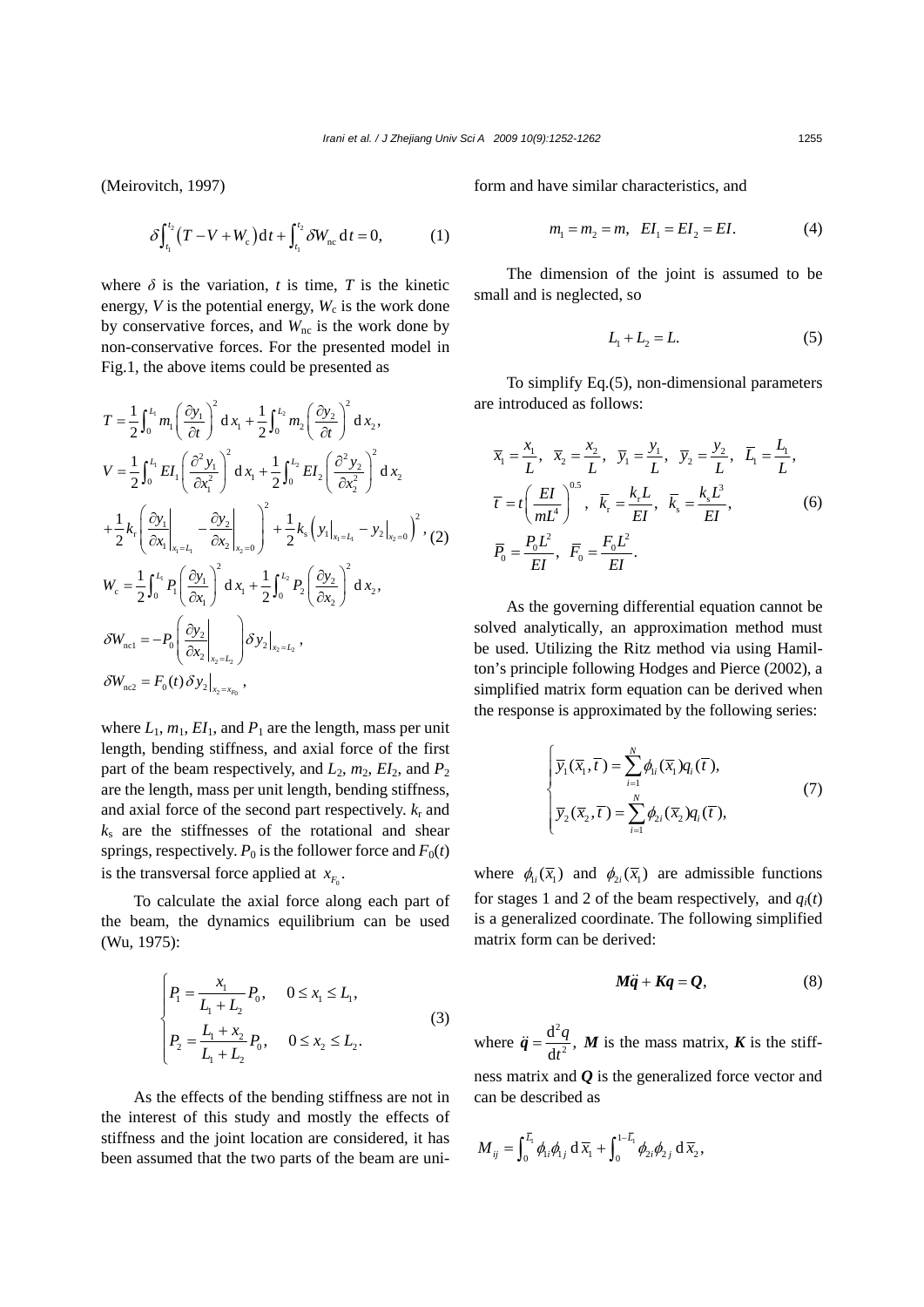(Meirovitch, 1997)

$$\delta\int_{t_1}^{t_2}\left(T-V+W_{\mathrm{c}}\right)\mathrm{d}t+\int_{t_1}^{t_2}\delta W_{\mathrm{nc}}\,\mathrm{d}t=0, \tag{1}$$

where $\delta$ is the variation, $t$ is time, $T$ is the kinetic energy, $V$ is the potential energy, $W_{\mathrm{c}}$ is the work done by conservative forces, and $W_{\mathrm{nc}}$ is the work done by non-conservative forces. For the presented model in Fig.1, the above items could be presented as

$$\begin{aligned}
T&=\frac{1}{2}\int_0^{L_1}m_1\left(\frac{\partial y_1}{\partial t}\right)^2\mathrm{d}\,x_1+\frac{1}{2}\int_0^{L_2}m_2\left(\frac{\partial y_2}{\partial t}\right)^2\mathrm{d}\,x_2,\\
V&=\frac{1}{2}\int_0^{L_1}EI_1\left(\frac{\partial^2 y_1}{\partial x_1^2}\right)^2\mathrm{d}\,x_1+\frac{1}{2}\int_0^{L_2}EI_2\left(\frac{\partial^2 y_2}{\partial x_2^2}\right)^2\mathrm{d}\,x_2\\
&+\frac{1}{2}k_{\mathrm{r}}\left(\left.\frac{\partial y_1}{\partial x_1}\right|_{x_1=L_1}-\left.\frac{\partial y_2}{\partial x_2}\right|_{x_2=0}\right)^2+\frac{1}{2}k_{\mathrm{s}}\left(y_1\big|_{x_1=L_1}-y_2\big|_{x_2=0}\right)^2,\\
W_{\mathrm{c}}&=\frac{1}{2}\int_0^{L_1}P_1\left(\frac{\partial y_1}{\partial x_1}\right)^2\mathrm{d}\,x_1+\frac{1}{2}\int_0^{L_2}P_2\left(\frac{\partial y_2}{\partial x_2}\right)^2\mathrm{d}\,x_2,\\
\delta W_{\mathrm{nc1}}&=-P_0\left(\left.\frac{\partial y_2}{\partial x_2}\right|_{x_2=L_2}\right)\delta y_2\big|_{x_2=L_2},\\
\delta W_{\mathrm{nc2}}&=F_0(t)\,\delta y_2\big|_{x_2=x_{F_0}},
\end{aligned} \tag{2}$$

where $L_1$, $m_1$, $EI_1$, and $P_1$ are the length, mass per unit length, bending stiffness, and axial force of the first part of the beam respectively, and $L_2$, $m_2$, $EI_2$, and $P_2$ are the length, mass per unit length, bending stiffness, and axial force of the second part respectively. $k_{\mathrm{r}}$ and $k_{\mathrm{s}}$ are the stiffnesses of the rotational and shear springs, respectively. $P_0$ is the follower force and $F_0(t)$ is the transversal force applied at $x_{F_0}$.

To calculate the axial force along each part of the beam, the dynamics equilibrium can be used (Wu, 1975):

$$\begin{cases}
P_1=\dfrac{x_1}{L_1+L_2}P_0, & 0\le x_1\le L_1,\\[2mm]
P_2=\dfrac{L_1+x_2}{L_1+L_2}P_0, & 0\le x_2\le L_2.
\end{cases} \tag{3}$$

As the effects of the bending stiffness are not in the interest of this study and mostly the effects of stiffness and the joint location are considered, it has been assumed that the two parts of the beam are uniform and have similar characteristics, and

$$m_1=m_2=m,\quad EI_1=EI_2=EI. \tag{4}$$

The dimension of the joint is assumed to be small and is neglected, so

$$L_1+L_2=L. \tag{5}$$

To simplify Eq.(5), non-dimensional parameters are introduced as follows:

$$\begin{aligned}
&\overline{x}_1=\frac{x_1}{L},\ \ \overline{x}_2=\frac{x_2}{L},\ \ \overline{y}_1=\frac{y_1}{L},\ \ \overline{y}_2=\frac{y_2}{L},\ \ \overline{L}_1=\frac{L_1}{L},\\
&\overline{t}=t\left(\frac{EI}{mL^4}\right)^{0.5},\ \ \overline{k}_{\mathrm{r}}=\frac{k_{\mathrm{r}}L}{EI},\ \ \overline{k}_{\mathrm{s}}=\frac{k_{\mathrm{s}}L^3}{EI},\\
&\overline{P}_0=\frac{P_0L^2}{EI},\ \ \overline{F}_0=\frac{F_0L^2}{EI}.
\end{aligned} \tag{6}$$

As the governing differential equation cannot be solved analytically, an approximation method must be used. Utilizing the Ritz method via using Hamilton's principle following Hodges and Pierce (2002), a simplified matrix form equation can be derived when the response is approximated by the following series:

$$\begin{cases}
\overline{y}_1(\overline{x}_1,\overline{t})=\displaystyle\sum_{i=1}^{N}\phi_{1i}(\overline{x}_1)q_i(\overline{t}),\\
\overline{y}_2(\overline{x}_2,\overline{t})=\displaystyle\sum_{i=1}^{N}\phi_{2i}(\overline{x}_2)q_i(\overline{t}),
\end{cases} \tag{7}$$

where $\phi_{1i}(\overline{x}_1)$ and $\phi_{2i}(\overline{x}_1)$ are admissible functions for stages 1 and 2 of the beam respectively, and $q_i(t)$ is a generalized coordinate. The following simplified matrix form can be derived:

$$\boldsymbol{M}\ddot{\boldsymbol{q}}+\boldsymbol{K}\boldsymbol{q}=\boldsymbol{Q}, \tag{8}$$

where $\ddot{\boldsymbol{q}}=\dfrac{\mathrm{d}^2q}{\mathrm{d}t^2}$, $\boldsymbol{M}$ is the mass matrix, $\boldsymbol{K}$ is the stiffness matrix and $\boldsymbol{Q}$ is the generalized force vector and can be described as

$$M_{ij}=\int_0^{\overline{L}_1}\phi_{1i}\phi_{1j}\,\mathrm{d}\,\overline{x}_1+\int_0^{1-\overline{L}_1}\phi_{2i}\phi_{2j}\,\mathrm{d}\,\overline{x}_2,$$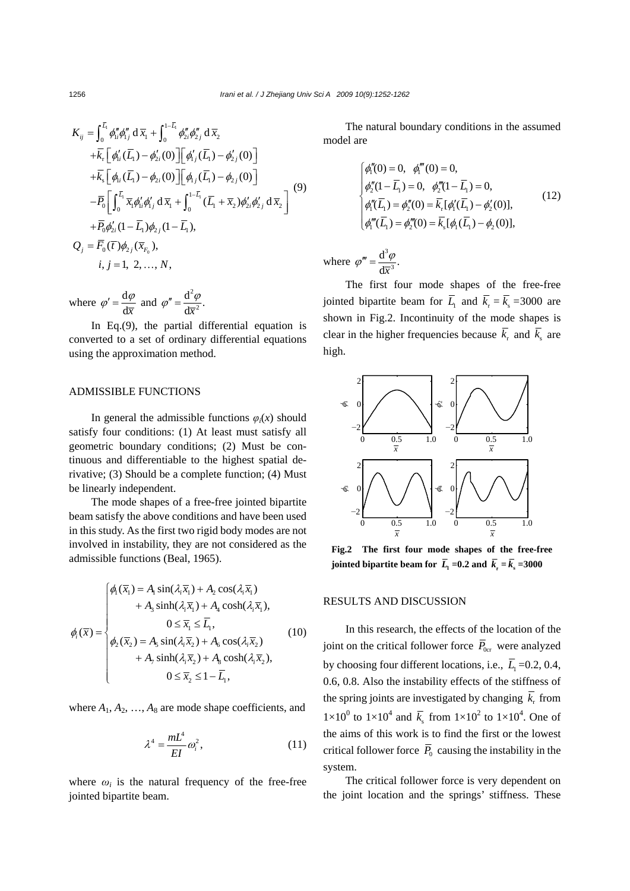$$
\begin{aligned}
K_{ij} &= \int_0^{\bar{L}_1} \phi''_{1i}\phi''_{1j}\,\mathrm{d}\,\bar{x}_1 + \int_0^{1-\bar{L}_1} \phi''_{2i}\phi''_{2j}\,\mathrm{d}\,\bar{x}_2 \\
&\quad + \bar{k}_\mathrm{r}\left[\phi'_{1i}(\bar{L}_1) - \phi'_{2i}(0)\right]\left[\phi'_{1j}(\bar{L}_1) - \phi'_{2j}(0)\right] \\
&\quad + \bar{k}_\mathrm{s}\left[\phi_{1i}(\bar{L}_1) - \phi_{2i}(0)\right]\left[\phi_{1j}(\bar{L}_1) - \phi_{2j}(0)\right] \\
&\quad - \bar{P}_0\left[\int_0^{\bar{L}_1} \bar{x}_1\phi'_{1i}\phi'_{1j}\,\mathrm{d}\,\bar{x}_1 + \int_0^{1-\bar{L}_1} (\bar{L}_1 + \bar{x}_2)\phi'_{2i}\phi'_{2j}\,\mathrm{d}\,\bar{x}_2\right] \\
&\quad + \bar{P}_0\phi'_{2i}(1-\bar{L}_1)\phi_{2j}(1-\bar{L}_1), \\
Q_j &= \bar{F}_0(\bar{t})\phi_{2j}(\bar{x}_{F_0}), \\
& \qquad i, j = 1, 2, \ldots, N,
\end{aligned} \tag{9}
$$

where $\varphi' = \dfrac{\mathrm{d}\varphi}{\mathrm{d}\bar{x}}$ and $\varphi'' = \dfrac{\mathrm{d}^2\varphi}{\mathrm{d}\bar{x}^2}$.

In Eq.(9), the partial differential equation is converted to a set of ordinary differential equations using the approximation method.

## ADMISSIBLE FUNCTIONS

In general the admissible functions $\varphi_i(x)$ should satisfy four conditions: (1) At least must satisfy all geometric boundary conditions; (2) Must be continuous and differentiable to the highest spatial derivative; (3) Should be a complete function; (4) Must be linearly independent.

The mode shapes of a free-free jointed bipartite beam satisfy the above conditions and have been used in this study. As the first two rigid body modes are not involved in instability, they are not considered as the admissible functions (Beal, 1965).

$$
\phi_i(\bar{x}) = \begin{cases}
\phi_1(\bar{x}_1) = A_1\sin(\lambda_i\bar{x}_1) + A_2\cos(\lambda_i\bar{x}_1) \\
\qquad + A_3\sinh(\lambda_i\bar{x}_1) + A_4\cosh(\lambda_i\bar{x}_1), \\
\qquad\qquad 0 \le \bar{x}_1 \le \bar{L}_1, \\
\phi_2(\bar{x}_2) = A_5\sin(\lambda_i\bar{x}_2) + A_6\cos(\lambda_i\bar{x}_2) \\
\qquad + A_7\sinh(\lambda_i\bar{x}_2) + A_8\cosh(\lambda_i\bar{x}_2), \\
\qquad\qquad 0 \le \bar{x}_2 \le 1 - \bar{L}_1,
\end{cases} \tag{10}
$$

where $A_1, A_2, \ldots, A_8$ are mode shape coefficients, and

$$
\lambda^4 = \frac{mL^4}{EI}\omega_i^2, \tag{11}
$$

where $\omega_i$ is the natural frequency of the free-free jointed bipartite beam.

The natural boundary conditions in the assumed model are

$$
\begin{cases}
\phi''_1(0) = 0, \quad \phi'''_1(0) = 0, \\
\phi''_2(1-\bar{L}_1) = 0, \quad \phi'''_2(1-\bar{L}_1) = 0, \\
\phi''_1(\bar{L}_1) = \phi''_2(0) = \bar{k}_\mathrm{r}[\phi'_1(\bar{L}_1) - \phi'_2(0)], \\
\phi'''_1(\bar{L}_1) = \phi'''_2(0) = \bar{k}_\mathrm{s}[\phi_1(\bar{L}_1) - \phi_2(0)],
\end{cases} \tag{12}
$$

where $\varphi''' = \dfrac{\mathrm{d}^3\varphi}{\mathrm{d}\bar{x}^3}$.

The first four mode shapes of the free-free jointed bipartite beam for $\bar{L}_1$ and $\bar{k}_\mathrm{r} = \bar{k}_\mathrm{s} = 3000$ are shown in Fig.2. Incontinuity of the mode shapes is clear in the higher frequencies because $\bar{k}_\mathrm{r}$ and $\bar{k}_\mathrm{s}$ are high.

**Fig.2 The first four mode shapes of the free-free jointed bipartite beam for $\bar{L}_1$=0.2 and $\bar{k}_\mathrm{r} = \bar{k}_\mathrm{s}$=3000**

## RESULTS AND DISCUSSION

In this research, the effects of the location of the joint on the critical follower force $\bar{P}_{0\mathrm{cr}}$ were analyzed by choosing four different locations, i.e., $\bar{L}_1$=0.2, 0.4, 0.6, 0.8. Also the instability effects of the stiffness of the spring joints are investigated by changing $\bar{k}_\mathrm{r}$ from $1\times10^0$ to $1\times10^4$ and $\bar{k}_\mathrm{s}$ from $1\times10^2$ to $1\times10^4$. One of the aims of this work is to find the first or the lowest critical follower force $\bar{P}_0$ causing the instability in the system.

The critical follower force is very dependent on the joint location and the springs' stiffness. These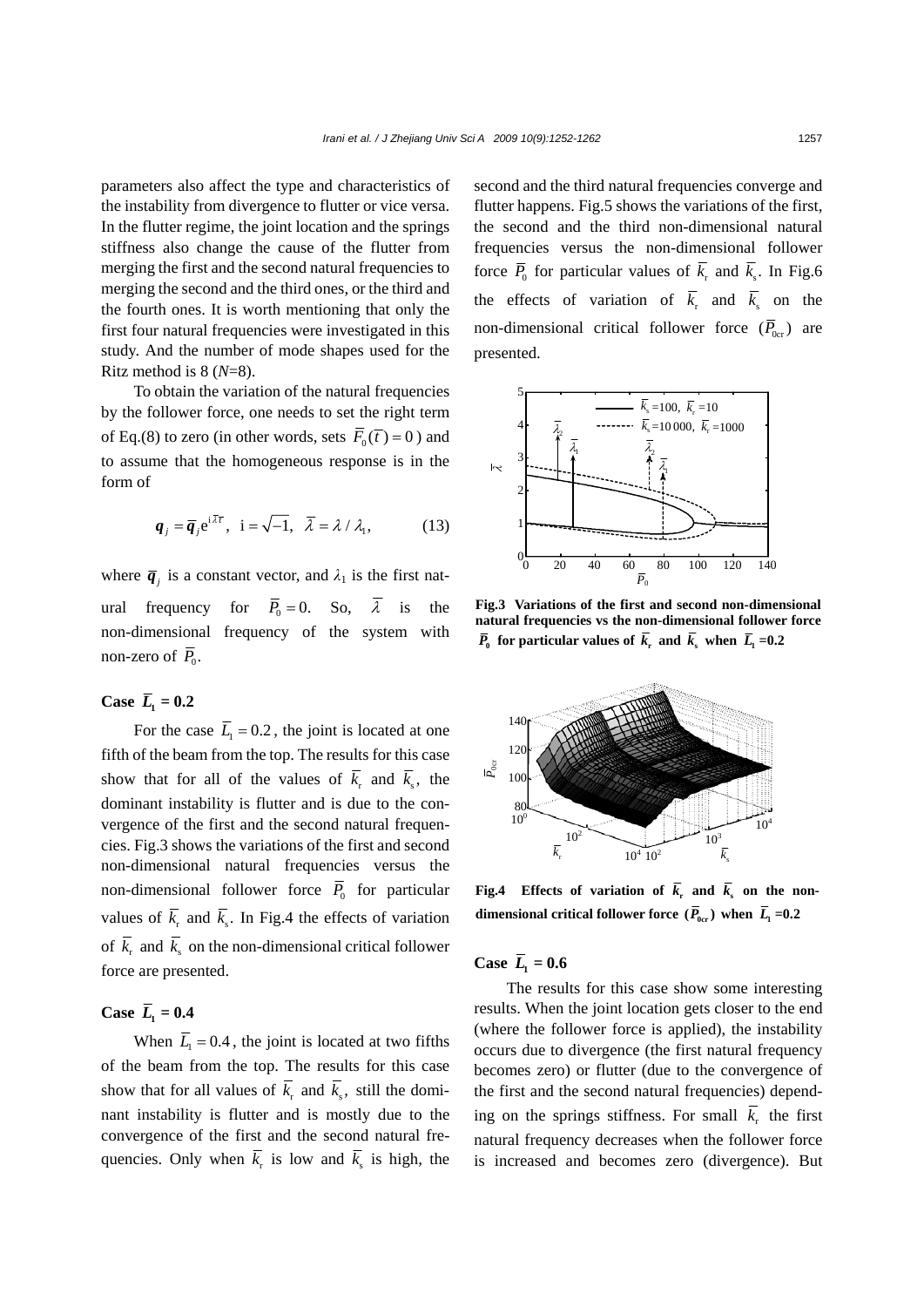parameters also affect the type and characteristics of the instability from divergence to flutter or vice versa. In the flutter regime, the joint location and the springs stiffness also change the cause of the flutter from merging the first and the second natural frequencies to merging the second and the third ones, or the third and the fourth ones. It is worth mentioning that only the first four natural frequencies were investigated in this study. And the number of mode shapes used for the Ritz method is 8 ($N$=8).

To obtain the variation of the natural frequencies by the follower force, one needs to set the right term of Eq.(8) to zero (in other words, sets $\overline{F}_0(\overline{t})=0$) and to assume that the homogeneous response is in the form of

$$\boldsymbol{q}_j=\overline{\boldsymbol{q}}_j\mathrm{e}^{\mathrm{i}\overline{\lambda}\tau},\ \ \mathrm{i}=\sqrt{-1},\ \ \overline{\lambda}=\lambda/\lambda_1, \tag{13}$$

where $\overline{\boldsymbol{q}}_j$ is a constant vector, and $\lambda_1$ is the first natural frequency for $\overline{P}_0=0$. So, $\overline{\lambda}$ is the non-dimensional frequency of the system with non-zero of $\overline{P}_0$.

### Case $\overline{L}_1$ = 0.2

For the case $\overline{L}_1=0.2$, the joint is located at one fifth of the beam from the top. The results for this case show that for all of the values of $\overline{k}_\mathrm{r}$ and $\overline{k}_\mathrm{s}$, the dominant instability is flutter and is due to the convergence of the first and the second natural frequencies. Fig.3 shows the variations of the first and second non-dimensional natural frequencies versus the non-dimensional follower force $\overline{P}_0$ for particular values of $\overline{k}_\mathrm{r}$ and $\overline{k}_\mathrm{s}$. In Fig.4 the effects of variation of $\overline{k}_\mathrm{r}$ and $\overline{k}_\mathrm{s}$ on the non-dimensional critical follower force are presented.

### Case $\overline{L}_1$ = 0.4

When $\overline{L}_1=0.4$, the joint is located at two fifths of the beam from the top. The results for this case show that for all values of $\overline{k}_\mathrm{r}$ and $\overline{k}_\mathrm{s}$, still the dominant instability is flutter and is mostly due to the convergence of the first and the second natural frequencies. Only when $\overline{k}_\mathrm{r}$ is low and $\overline{k}_\mathrm{s}$ is high, the second and the third natural frequencies converge and flutter happens. Fig.5 shows the variations of the first, the second and the third non-dimensional natural frequencies versus the non-dimensional follower force $\overline{P}_0$ for particular values of $\overline{k}_\mathrm{r}$ and $\overline{k}_\mathrm{s}$. In Fig.6 the effects of variation of $\overline{k}_\mathrm{r}$ and $\overline{k}_\mathrm{s}$ on the non-dimensional critical follower force ($\overline{P}_{0\mathrm{cr}}$) are presented.

**Fig.3 Variations of the first and second non-dimensional natural frequencies vs the non-dimensional follower force $\overline{P}_0$ for particular values of $\overline{k}_\mathrm{r}$ and $\overline{k}_\mathrm{s}$ when $\overline{L}_1$=0.2**

**Fig.4 Effects of variation of $\overline{k}_\mathrm{r}$ and $\overline{k}_\mathrm{s}$ on the non-dimensional critical follower force ($\overline{P}_{0\mathrm{cr}}$) when $\overline{L}_1$=0.2**

### Case $\overline{L}_1$ = 0.6

The results for this case show some interesting results. When the joint location gets closer to the end (where the follower force is applied), the instability occurs due to divergence (the first natural frequency becomes zero) or flutter (due to the convergence of the first and the second natural frequencies) depending on the springs stiffness. For small $\overline{k}_\mathrm{r}$ the first natural frequency decreases when the follower force is increased and becomes zero (divergence). But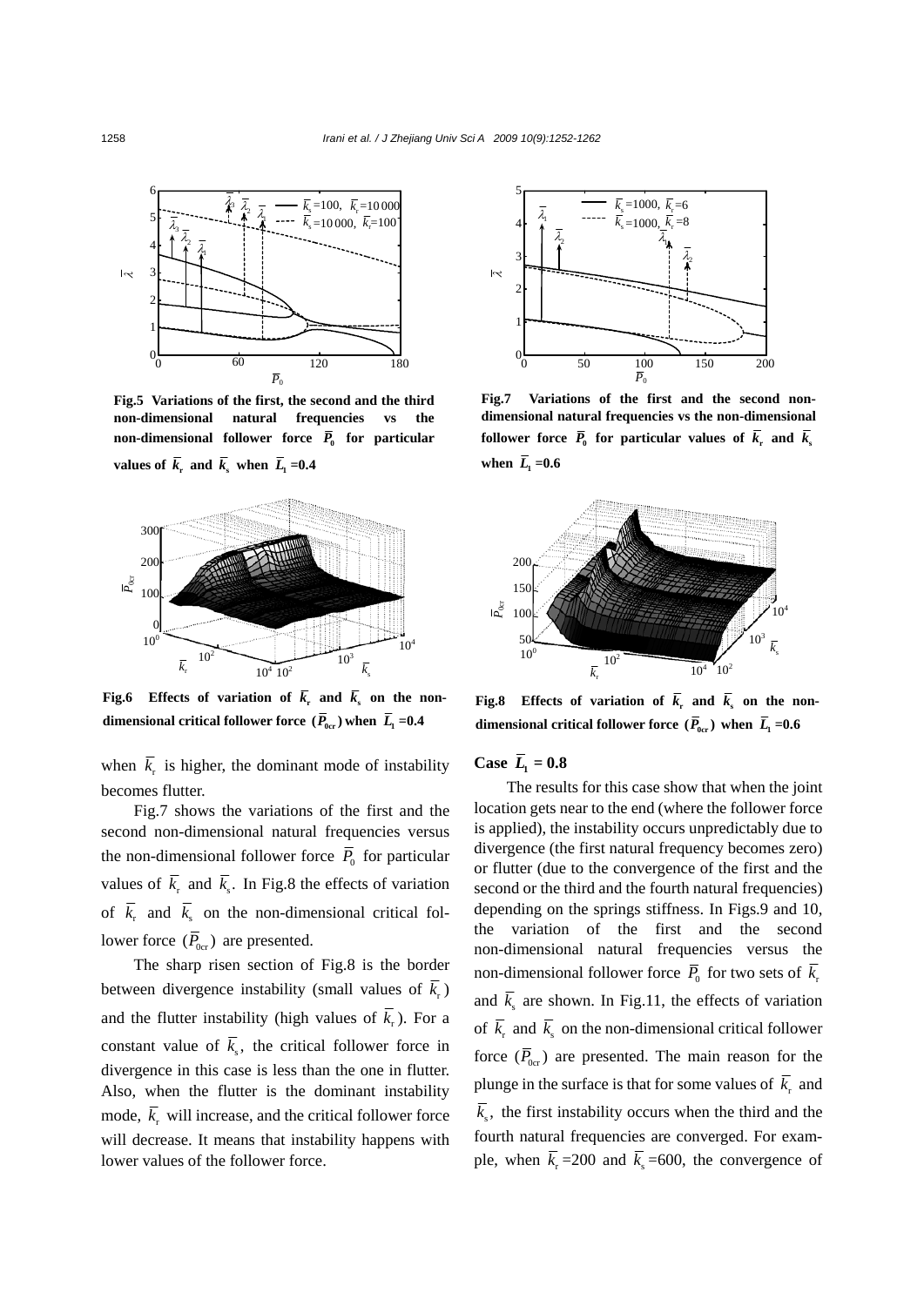**Fig.5 Variations of the first, the second and the third non-dimensional natural frequencies vs the non-dimensional follower force $\bar{P}_0$ for particular values of $\bar{k}_r$ and $\bar{k}_s$ when $\bar{L}_1$ =0.4**

**Fig.6 Effects of variation of $\bar{k}_r$ and $\bar{k}_s$ on the non-dimensional critical follower force ($\bar{P}_{0cr}$) when $\bar{L}_1$ =0.4**

when $\bar{k}_r$ is higher, the dominant mode of instability becomes flutter.

Fig.7 shows the variations of the first and the second non-dimensional natural frequencies versus the non-dimensional follower force $\bar{P}_0$ for particular values of $\bar{k}_r$ and $\bar{k}_s$. In Fig.8 the effects of variation of $\bar{k}_r$ and $\bar{k}_s$ on the non-dimensional critical follower force ($\bar{P}_{0cr}$) are presented.

The sharp risen section of Fig.8 is the border between divergence instability (small values of $\bar{k}_r$) and the flutter instability (high values of $\bar{k}_r$). For a constant value of $\bar{k}_s$, the critical follower force in divergence in this case is less than the one in flutter. Also, when the flutter is the dominant instability mode, $\bar{k}_r$ will increase, and the critical follower force will decrease. It means that instability happens with lower values of the follower force.

**Fig.7 Variations of the first and the second non-dimensional natural frequencies vs the non-dimensional follower force $\bar{P}_0$ for particular values of $\bar{k}_r$ and $\bar{k}_s$ when $\bar{L}_1$ =0.6**

**Fig.8 Effects of variation of $\bar{k}_r$ and $\bar{k}_s$ on the non-dimensional critical follower force ($\bar{P}_{0cr}$) when $\bar{L}_1$ =0.6**

### Case $\bar{L}_1$ = 0.8

The results for this case show that when the joint location gets near to the end (where the follower force is applied), the instability occurs unpredictably due to divergence (the first natural frequency becomes zero) or flutter (due to the convergence of the first and the second or the third and the fourth natural frequencies) depending on the springs stiffness. In Figs.9 and 10, the variation of the first and the second non-dimensional natural frequencies versus the non-dimensional follower force $\bar{P}_0$ for two sets of $\bar{k}_r$ and $\bar{k}_s$ are shown. In Fig.11, the effects of variation of $\bar{k}_r$ and $\bar{k}_s$ on the non-dimensional critical follower force ($\bar{P}_{0cr}$) are presented. The main reason for the plunge in the surface is that for some values of $\bar{k}_r$ and $\bar{k}_s$, the first instability occurs when the third and the fourth natural frequencies are converged. For example, when $\bar{k}_r$ =200 and $\bar{k}_s$ =600, the convergence of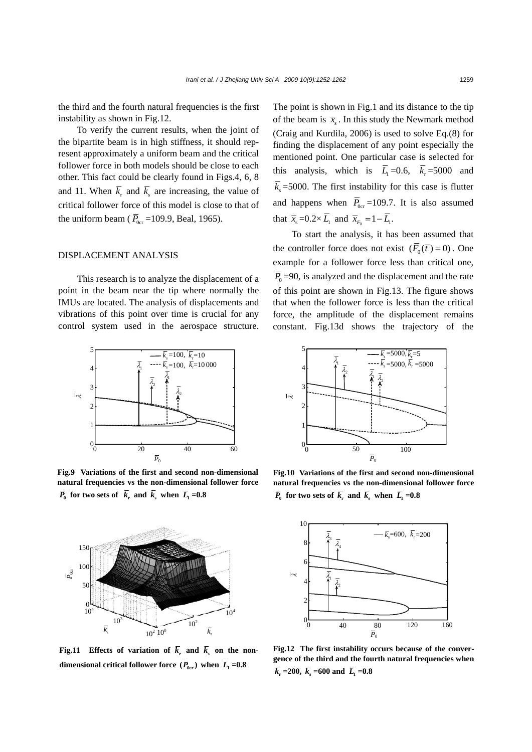the third and the fourth natural frequencies is the first instability as shown in Fig.12.

To verify the current results, when the joint of the bipartite beam is in high stiffness, it should represent approximately a uniform beam and the critical follower force in both models should be close to each other. This fact could be clearly found in Figs.4, 6, 8 and 11. When $\bar{k}_r$ and $\bar{k}_s$ are increasing, the value of critical follower force of this model is close to that of the uniform beam ($\bar{P}_{0cr}$=109.9, Beal, 1965).

## DISPLACEMENT ANALYSIS

This research is to analyze the displacement of a point in the beam near the tip where normally the IMUs are located. The analysis of displacements and vibrations of this point over time is crucial for any control system used in the aerospace structure. The point is shown in Fig.1 and its distance to the tip of the beam is $\bar{x}_s$. In this study the Newmark method (Craig and Kurdila, 2006) is used to solve Eq.(8) for finding the displacement of any point especially the mentioned point. One particular case is selected for this analysis, which is $\bar{L}_1$=0.6, $\bar{k}_r$=5000 and $\bar{k}_s$=5000. The first instability for this case is flutter and happens when $\bar{P}_{0cr}$=109.7. It is also assumed that $\bar{x}_s$=0.2×$\bar{L}_1$ and $\bar{x}_{F_0}=1-\bar{L}_1$.

To start the analysis, it has been assumed that the controller force does not exist $(\bar{F}_0(\bar{t})=0)$. One example for a follower force less than critical one, $\bar{P}_0$=90, is analyzed and the displacement and the rate of this point are shown in Fig.13. The figure shows that when the follower force is less than the critical force, the amplitude of the displacement remains constant. Fig.13d shows the trajectory of the

**Fig.9 Variations of the first and second non-dimensional natural frequencies vs the non-dimensional follower force $\bar{P}_0$ for two sets of $\bar{k}_r$ and $\bar{k}_s$ when $\bar{L}_1$=0.8**

**Fig.10 Variations of the first and second non-dimensional natural frequencies vs the non-dimensional follower force $\bar{P}_0$ for two sets of $\bar{k}_r$ and $\bar{k}_s$ when $\bar{L}_1$=0.8**

**Fig.11 Effects of variation of $\bar{k}_r$ and $\bar{k}_s$ on the non-dimensional critical follower force ($\bar{P}_{0cr}$) when $\bar{L}_1$=0.8**

**Fig.12 The first instability occurs because of the convergence of the third and the fourth natural frequencies when $\bar{k}_r$=200, $\bar{k}_s$=600 and $\bar{L}_1$=0.8**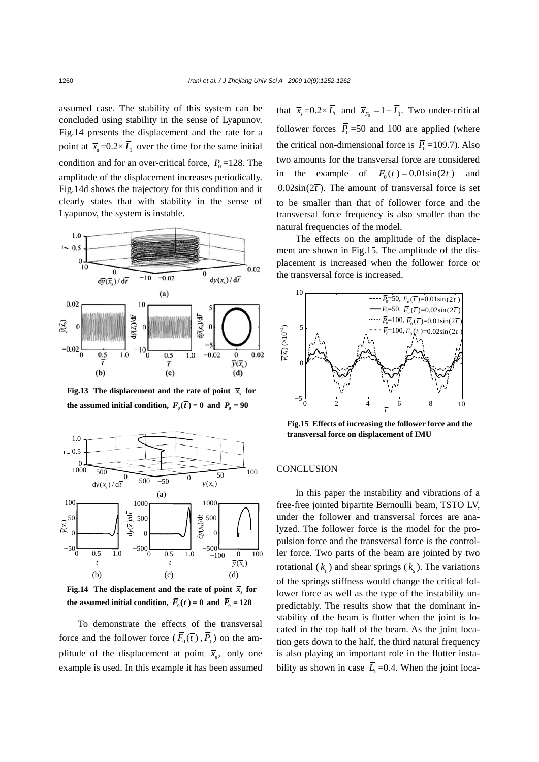assumed case. The stability of this system can be concluded using stability in the sense of Lyapunov. Fig.14 presents the displacement and the rate for a point at $\bar{x}_s=0.2\times\bar{L}_1$ over the time for the same initial condition and for an over-critical force, $\bar{P}_0=128$. The amplitude of the displacement increases periodically. Fig.14d shows the trajectory for this condition and it clearly states that with stability in the sense of Lyapunov, the system is instable.

**Fig.13 The displacement and the rate of point $\bar{x}_s$ for the assumed initial condition, $\bar{F}_0(\bar{t})=0$ and $\bar{P}_0=90$**

**Fig.14 The displacement and the rate of point $\bar{x}_s$ for the assumed initial condition, $\bar{F}_0(\bar{t})=0$ and $\bar{P}_0=128$**

To demonstrate the effects of the transversal force and the follower force ($\bar{F}_0(\bar{t})$, $\bar{P}_0$) on the amplitude of the displacement at point $\bar{x}_s$, only one example is used. In this example it has been assumed that $\bar{x}_s=0.2\times\bar{L}_1$ and $\bar{x}_{F_0}=1-\bar{L}_1$. Two under-critical follower forces $\bar{P}_0=50$ and 100 are applied (where the critical non-dimensional force is $\bar{P}_0=109.7$). Also two amounts for the transversal force are considered in the example of $\bar{F}_0(\bar{t})=0.01\sin(2\bar{t})$ and $0.02\sin(2\bar{t})$. The amount of transversal force is set to be smaller than that of follower force and the transversal force frequency is also smaller than the natural frequencies of the model.

The effects on the amplitude of the displacement are shown in Fig.15. The amplitude of the displacement is increased when the follower force or the transversal force is increased.

**Fig.15 Effects of increasing the follower force and the transversal force on displacement of IMU**

## CONCLUSION

In this paper the instability and vibrations of a free-free jointed bipartite Bernoulli beam, TSTO LV, under the follower and transversal forces are analyzed. The follower force is the model for the propulsion force and the transversal force is the controller force. Two parts of the beam are jointed by two rotational ($\bar{k}_r$) and shear springs ($\bar{k}_s$). The variations of the springs stiffness would change the critical follower force as well as the type of the instability unpredictably. The results show that the dominant instability of the beam is flutter when the joint is located in the top half of the beam. As the joint location gets down to the half, the third natural frequency is also playing an important role in the flutter instability as shown in case $\bar{L}_1=0.4$. When the joint loca-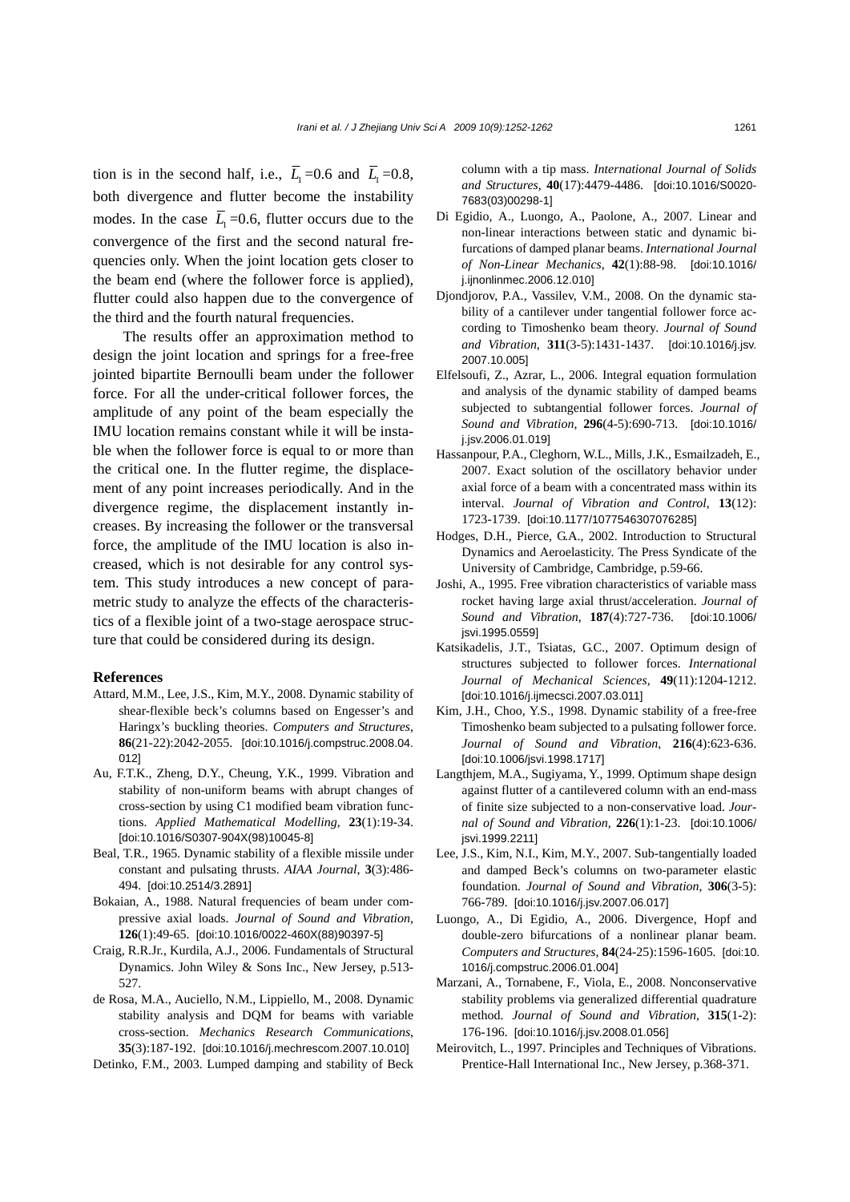tion is in the second half, i.e., $\overline{L}_1=0.6$ and $\overline{L}_1=0.8$, both divergence and flutter become the instability modes. In the case $\overline{L}_1=0.6$, flutter occurs due to the convergence of the first and the second natural frequencies only. When the joint location gets closer to the beam end (where the follower force is applied), flutter could also happen due to the convergence of the third and the fourth natural frequencies.

The results offer an approximation method to design the joint location and springs for a free-free jointed bipartite Bernoulli beam under the follower force. For all the under-critical follower forces, the amplitude of any point of the beam especially the IMU location remains constant while it will be instable when the follower force is equal to or more than the critical one. In the flutter regime, the displacement of any point increases periodically. And in the divergence regime, the displacement instantly increases. By increasing the follower or the transversal force, the amplitude of the IMU location is also increased, which is not desirable for any control system. This study introduces a new concept of parametric study to analyze the effects of the characteristics of a flexible joint of a two-stage aerospace structure that could be considered during its design.

## References

Attard, M.M., Lee, J.S., Kim, M.Y., 2008. Dynamic stability of shear-flexible beck's columns based on Engesser's and Haringx's buckling theories. *Computers and Structures*, **86**(21-22):2042-2055. [doi:10.1016/j.compstruc.2008.04.012]

Au, F.T.K., Zheng, D.Y., Cheung, Y.K., 1999. Vibration and stability of non-uniform beams with abrupt changes of cross-section by using C1 modified beam vibration functions. *Applied Mathematical Modelling*, **23**(1):19-34. [doi:10.1016/S0307-904X(98)10045-8]

Beal, T.R., 1965. Dynamic stability of a flexible missile under constant and pulsating thrusts. *AIAA Journal*, **3**(3):486-494. [doi:10.2514/3.2891]

Bokaian, A., 1988. Natural frequencies of beam under compressive axial loads. *Journal of Sound and Vibration*, **126**(1):49-65. [doi:10.1016/0022-460X(88)90397-5]

Craig, R.R.Jr., Kurdila, A.J., 2006. Fundamentals of Structural Dynamics. John Wiley & Sons Inc., New Jersey, p.513-527.

de Rosa, M.A., Auciello, N.M., Lippiello, M., 2008. Dynamic stability analysis and DQM for beams with variable cross-section. *Mechanics Research Communications*, **35**(3):187-192. [doi:10.1016/j.mechrescom.2007.10.010]

Detinko, F.M., 2003. Lumped damping and stability of Beck column with a tip mass. *International Journal of Solids and Structures*, **40**(17):4479-4486. [doi:10.1016/S0020-7683(03)00298-1]

Di Egidio, A., Luongo, A., Paolone, A., 2007. Linear and non-linear interactions between static and dynamic bifurcations of damped planar beams. *International Journal of Non-Linear Mechanics*, **42**(1):88-98. [doi:10.1016/j.ijnonlinmec.2006.12.010]

Djondjorov, P.A., Vassilev, V.M., 2008. On the dynamic stability of a cantilever under tangential follower force according to Timoshenko beam theory. *Journal of Sound and Vibration*, **311**(3-5):1431-1437. [doi:10.1016/j.jsv.2007.10.005]

Elfelsoufi, Z., Azrar, L., 2006. Integral equation formulation and analysis of the dynamic stability of damped beams subjected to subtangential follower forces. *Journal of Sound and Vibration*, **296**(4-5):690-713. [doi:10.1016/j.jsv.2006.01.019]

Hassanpour, P.A., Cleghorn, W.L., Mills, J.K., Esmailzadeh, E., 2007. Exact solution of the oscillatory behavior under axial force of a beam with a concentrated mass within its interval. *Journal of Vibration and Control*, **13**(12):1723-1739. [doi:10.1177/1077546307076285]

Hodges, D.H., Pierce, G.A., 2002. Introduction to Structural Dynamics and Aeroelasticity. The Press Syndicate of the University of Cambridge, Cambridge, p.59-66.

Joshi, A., 1995. Free vibration characteristics of variable mass rocket having large axial thrust/acceleration. *Journal of Sound and Vibration*, **187**(4):727-736. [doi:10.1006/jsvi.1995.0559]

Katsikadelis, J.T., Tsiatas, G.C., 2007. Optimum design of structures subjected to follower forces. *International Journal of Mechanical Sciences*, **49**(11):1204-1212. [doi:10.1016/j.ijmecsci.2007.03.011]

Kim, J.H., Choo, Y.S., 1998. Dynamic stability of a free-free Timoshenko beam subjected to a pulsating follower force. *Journal of Sound and Vibration*, **216**(4):623-636. [doi:10.1006/jsvi.1998.1717]

Langthjem, M.A., Sugiyama, Y., 1999. Optimum shape design against flutter of a cantilevered column with an end-mass of finite size subjected to a non-conservative load. *Journal of Sound and Vibration*, **226**(1):1-23. [doi:10.1006/jsvi.1999.2211]

Lee, J.S., Kim, N.I., Kim, M.Y., 2007. Sub-tangentially loaded and damped Beck's columns on two-parameter elastic foundation. *Journal of Sound and Vibration*, **306**(3-5):766-789. [doi:10.1016/j.jsv.2007.06.017]

Luongo, A., Di Egidio, A., 2006. Divergence, Hopf and double-zero bifurcations of a nonlinear planar beam. *Computers and Structures*, **84**(24-25):1596-1605. [doi:10.1016/j.compstruc.2006.01.004]

Marzani, A., Tornabene, F., Viola, E., 2008. Nonconservative stability problems via generalized differential quadrature method. *Journal of Sound and Vibration*, **315**(1-2):176-196. [doi:10.1016/j.jsv.2008.01.056]

Meirovitch, L., 1997. Principles and Techniques of Vibrations. Prentice-Hall International Inc., New Jersey, p.368-371.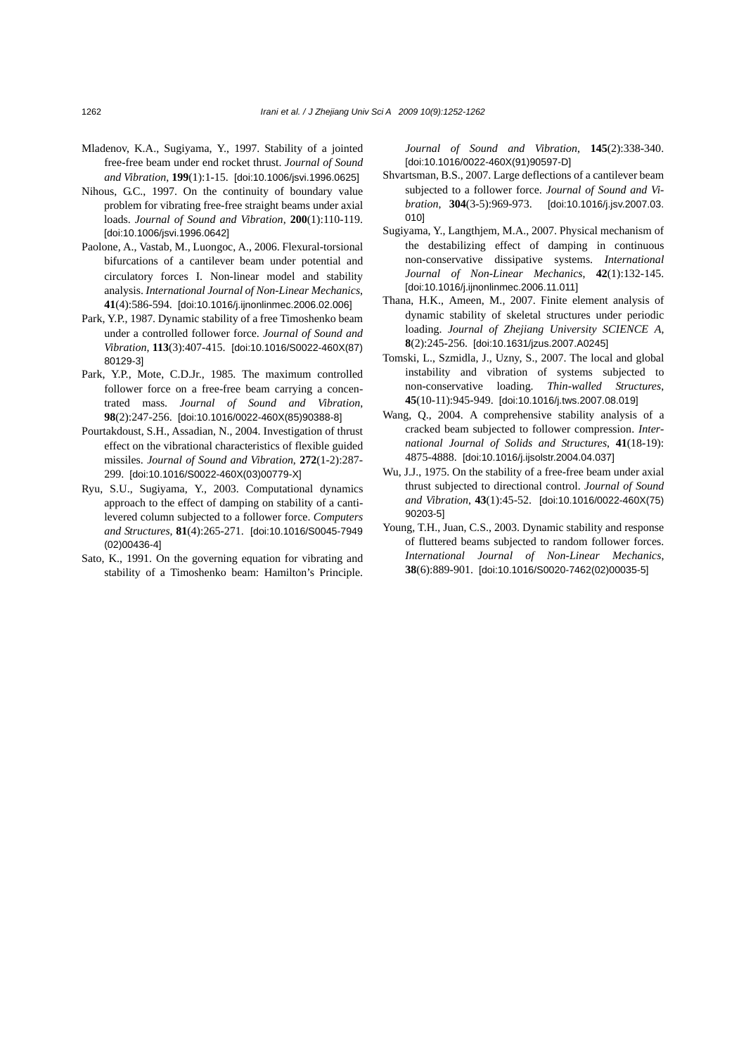Mladenov, K.A., Sugiyama, Y., 1997. Stability of a jointed free-free beam under end rocket thrust. *Journal of Sound and Vibration*, **199**(1):1-15. [doi:10.1006/jsvi.1996.0625]

Nihous, G.C., 1997. On the continuity of boundary value problem for vibrating free-free straight beams under axial loads. *Journal of Sound and Vibration*, **200**(1):110-119. [doi:10.1006/jsvi.1996.0642]

Paolone, A., Vastab, M., Luongoc, A., 2006. Flexural-torsional bifurcations of a cantilever beam under potential and circulatory forces I. Non-linear model and stability analysis. *International Journal of Non-Linear Mechanics*, **41**(4):586-594. [doi:10.1016/j.ijnonlinmec.2006.02.006]

Park, Y.P., 1987. Dynamic stability of a free Timoshenko beam under a controlled follower force. *Journal of Sound and Vibration*, **113**(3):407-415. [doi:10.1016/S0022-460X(87)80129-3]

Park, Y.P., Mote, C.D.Jr., 1985. The maximum controlled follower force on a free-free beam carrying a concentrated mass. *Journal of Sound and Vibration*, **98**(2):247-256. [doi:10.1016/0022-460X(85)90388-8]

Pourtakdoust, S.H., Assadian, N., 2004. Investigation of thrust effect on the vibrational characteristics of flexible guided missiles. *Journal of Sound and Vibration*, **272**(1-2):287-299. [doi:10.1016/S0022-460X(03)00779-X]

Ryu, S.U., Sugiyama, Y., 2003. Computational dynamics approach to the effect of damping on stability of a cantilevered column subjected to a follower force. *Computers and Structures*, **81**(4):265-271. [doi:10.1016/S0045-7949(02)00436-4]

Sato, K., 1991. On the governing equation for vibrating and stability of a Timoshenko beam: Hamilton's Principle. *Journal of Sound and Vibration*, **145**(2):338-340. [doi:10.1016/0022-460X(91)90597-D]

Shvartsman, B.S., 2007. Large deflections of a cantilever beam subjected to a follower force. *Journal of Sound and Vibration*, **304**(3-5):969-973. [doi:10.1016/j.jsv.2007.03.010]

Sugiyama, Y., Langthjem, M.A., 2007. Physical mechanism of the destabilizing effect of damping in continuous non-conservative dissipative systems. *International Journal of Non-Linear Mechanics*, **42**(1):132-145. [doi:10.1016/j.ijnonlinmec.2006.11.011]

Thana, H.K., Ameen, M., 2007. Finite element analysis of dynamic stability of skeletal structures under periodic loading. *Journal of Zhejiang University SCIENCE A*, **8**(2):245-256. [doi:10.1631/jzus.2007.A0245]

Tomski, L., Szmidla, J., Uzny, S., 2007. The local and global instability and vibration of systems subjected to non-conservative loading. *Thin-walled Structures*, **45**(10-11):945-949. [doi:10.1016/j.tws.2007.08.019]

Wang, Q., 2004. A comprehensive stability analysis of a cracked beam subjected to follower compression. *International Journal of Solids and Structures*, **41**(18-19):4875-4888. [doi:10.1016/j.ijsolstr.2004.04.037]

Wu, J.J., 1975. On the stability of a free-free beam under axial thrust subjected to directional control. *Journal of Sound and Vibration*, **43**(1):45-52. [doi:10.1016/0022-460X(75)90203-5]

Young, T.H., Juan, C.S., 2003. Dynamic stability and response of fluttered beams subjected to random follower forces. *International Journal of Non-Linear Mechanics*, **38**(6):889-901. [doi:10.1016/S0020-7462(02)00035-5]